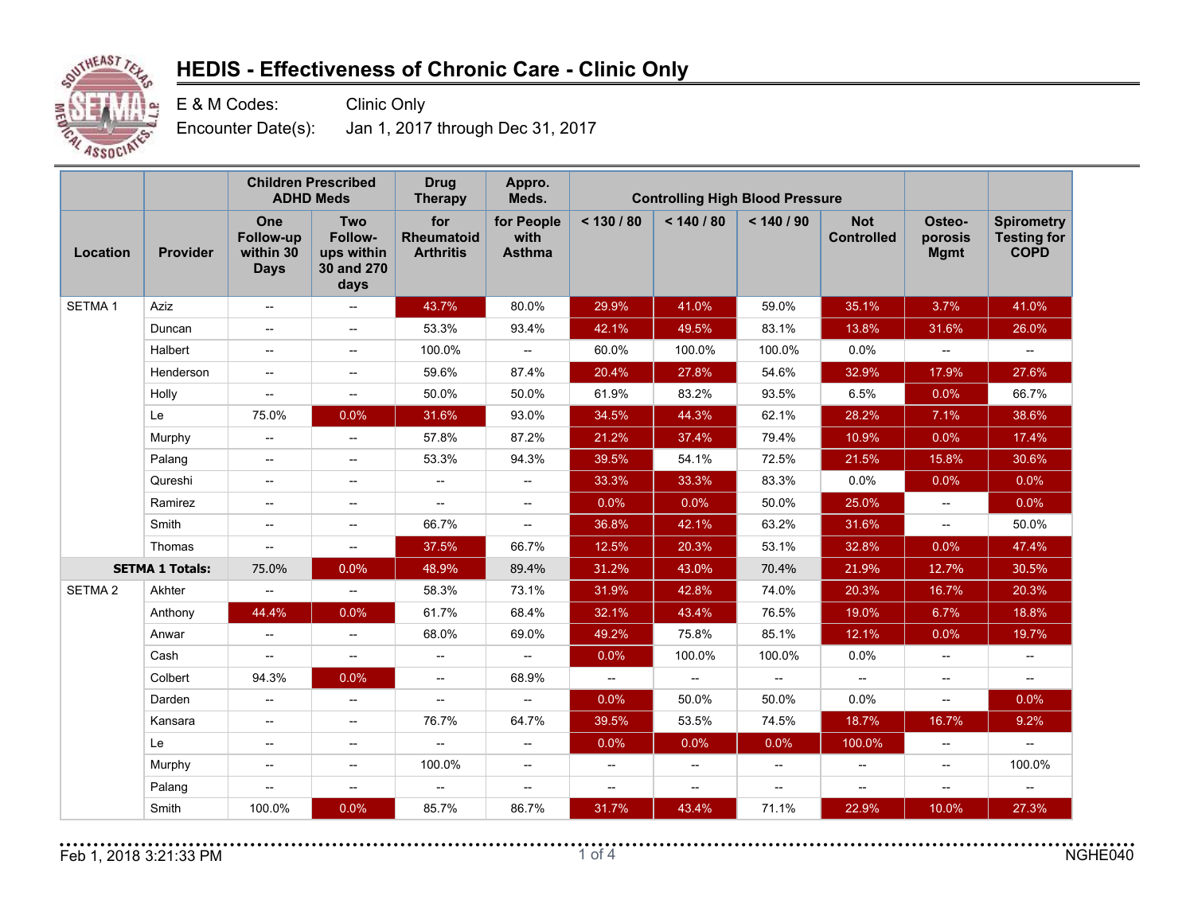# HEDIS - Effectiveness of Chronic Care - Clinic Only

E & M Codes: Clinic Only

Encounter Date(s): Jan 1, 2017 through Dec 31, 2017

| | | Children Prescribed ADHD Meds | | Drug Therapy | Appro. Meds. | Controlling High Blood Pressure | | | | | |
|---|---|---|---|---|---|---|---|---|---|---|---|
| Location | Provider | One Follow-up within 30 Days | Two Follow-ups within 30 and 270 days | for Rheumatoid Arthritis | for People with Asthma | < 130 / 80 | < 140 / 80 | < 140 / 90 | Not Controlled | Osteo-porosis Mgmt | Spirometry Testing for COPD |
| SETMA 1 | Aziz | -- | -- | 43.7% | 80.0% | 29.9% | 41.0% | 59.0% | 35.1% | 3.7% | 41.0% |
| | Duncan | -- | -- | 53.3% | 93.4% | 42.1% | 49.5% | 83.1% | 13.8% | 31.6% | 26.0% |
| | Halbert | -- | -- | 100.0% | -- | 60.0% | 100.0% | 100.0% | 0.0% | -- | -- |
| | Henderson | -- | -- | 59.6% | 87.4% | 20.4% | 27.8% | 54.6% | 32.9% | 17.9% | 27.6% |
| | Holly | -- | -- | 50.0% | 50.0% | 61.9% | 83.2% | 93.5% | 6.5% | 0.0% | 66.7% |
| | Le | 75.0% | 0.0% | 31.6% | 93.0% | 34.5% | 44.3% | 62.1% | 28.2% | 7.1% | 38.6% |
| | Murphy | -- | -- | 57.8% | 87.2% | 21.2% | 37.4% | 79.4% | 10.9% | 0.0% | 17.4% |
| | Palang | -- | -- | 53.3% | 94.3% | 39.5% | 54.1% | 72.5% | 21.5% | 15.8% | 30.6% |
| | Qureshi | -- | -- | -- | -- | 33.3% | 33.3% | 83.3% | 0.0% | 0.0% | 0.0% |
| | Ramirez | -- | -- | -- | -- | 0.0% | 0.0% | 50.0% | 25.0% | -- | 0.0% |
| | Smith | -- | -- | 66.7% | -- | 36.8% | 42.1% | 63.2% | 31.6% | -- | 50.0% |
| | Thomas | -- | -- | 37.5% | 66.7% | 12.5% | 20.3% | 53.1% | 32.8% | 0.0% | 47.4% |
| **SETMA 1 Totals:** | | 75.0% | 0.0% | 48.9% | 89.4% | 31.2% | 43.0% | 70.4% | 21.9% | 12.7% | 30.5% |
| SETMA 2 | Akhter | -- | -- | 58.3% | 73.1% | 31.9% | 42.8% | 74.0% | 20.3% | 16.7% | 20.3% |
| | Anthony | 44.4% | 0.0% | 61.7% | 68.4% | 32.1% | 43.4% | 76.5% | 19.0% | 6.7% | 18.8% |
| | Anwar | -- | -- | 68.0% | 69.0% | 49.2% | 75.8% | 85.1% | 12.1% | 0.0% | 19.7% |
| | Cash | -- | -- | -- | -- | 0.0% | 100.0% | 100.0% | 0.0% | -- | -- |
| | Colbert | 94.3% | 0.0% | -- | 68.9% | -- | -- | -- | -- | -- | -- |
| | Darden | -- | -- | -- | -- | 0.0% | 50.0% | 50.0% | 0.0% | -- | 0.0% |
| | Kansara | -- | -- | 76.7% | 64.7% | 39.5% | 53.5% | 74.5% | 18.7% | 16.7% | 9.2% |
| | Le | -- | -- | -- | -- | 0.0% | 0.0% | 0.0% | 100.0% | -- | -- |
| | Murphy | -- | -- | 100.0% | -- | -- | -- | -- | -- | -- | 100.0% |
| | Palang | -- | -- | -- | -- | -- | -- | -- | -- | -- | -- |
| | Smith | 100.0% | 0.0% | 85.7% | 86.7% | 31.7% | 43.4% | 71.1% | 22.9% | 10.0% | 27.3% |

Feb 1, 2018 3:21:33 PM NGHE040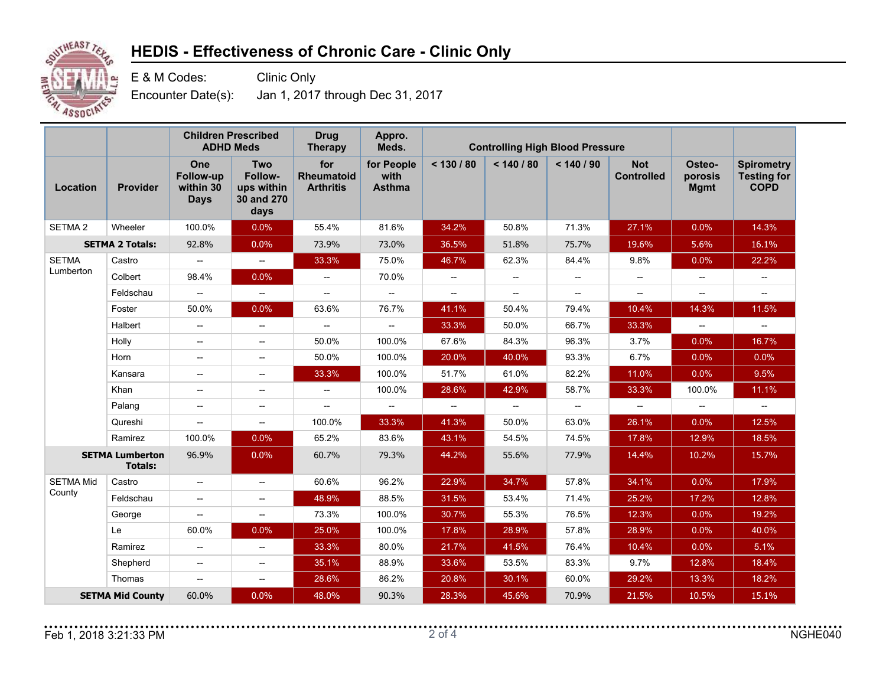# HEDIS - Effectiveness of Chronic Care - Clinic Only

E & M Codes: Clinic Only

Encounter Date(s): Jan 1, 2017 through Dec 31, 2017

| | | Children Prescribed ADHD Meds | | Drug Therapy | Appro. Meds. | Controlling High Blood Pressure | | | | | |
|---|---|---|---|---|---|---|---|---|---|---|---|
| Location | Provider | One Follow-up within 30 Days | Two Follow-ups within 30 and 270 days | for Rheumatoid Arthritis | for People with Asthma | < 130 / 80 | < 140 / 80 | < 140 / 90 | Not Controlled | Osteo-porosis Mgmt | Spirometry Testing for COPD |
| SETMA 2 | Wheeler | 100.0% | 0.0% | 55.4% | 81.6% | 34.2% | 50.8% | 71.3% | 27.1% | 0.0% | 14.3% |
| SETMA 2 Totals: | | 92.8% | 0.0% | 73.9% | 73.0% | 36.5% | 51.8% | 75.7% | 19.6% | 5.6% | 16.1% |
| SETMA Lumberton | Castro | -- | -- | 33.3% | 75.0% | 46.7% | 62.3% | 84.4% | 9.8% | 0.0% | 22.2% |
| | Colbert | 98.4% | 0.0% | -- | 70.0% | -- | -- | -- | -- | -- | -- |
| | Feldschau | -- | -- | -- | -- | -- | -- | -- | -- | -- | -- |
| | Foster | 50.0% | 0.0% | 63.6% | 76.7% | 41.1% | 50.4% | 79.4% | 10.4% | 14.3% | 11.5% |
| | Halbert | -- | -- | -- | -- | 33.3% | 50.0% | 66.7% | 33.3% | -- | -- |
| | Holly | -- | -- | 50.0% | 100.0% | 67.6% | 84.3% | 96.3% | 3.7% | 0.0% | 16.7% |
| | Horn | -- | -- | 50.0% | 100.0% | 20.0% | 40.0% | 93.3% | 6.7% | 0.0% | 0.0% |
| | Kansara | -- | -- | 33.3% | 100.0% | 51.7% | 61.0% | 82.2% | 11.0% | 0.0% | 9.5% |
| | Khan | -- | -- | -- | 100.0% | 28.6% | 42.9% | 58.7% | 33.3% | 100.0% | 11.1% |
| | Palang | -- | -- | -- | -- | -- | -- | -- | -- | -- | -- |
| | Qureshi | -- | -- | 100.0% | 33.3% | 41.3% | 50.0% | 63.0% | 26.1% | 0.0% | 12.5% |
| | Ramirez | 100.0% | 0.0% | 65.2% | 83.6% | 43.1% | 54.5% | 74.5% | 17.8% | 12.9% | 18.5% |
| SETMA Lumberton Totals: | | 96.9% | 0.0% | 60.7% | 79.3% | 44.2% | 55.6% | 77.9% | 14.4% | 10.2% | 15.7% |
| SETMA Mid County | Castro | -- | -- | 60.6% | 96.2% | 22.9% | 34.7% | 57.8% | 34.1% | 0.0% | 17.9% |
| | Feldschau | -- | -- | 48.9% | 88.5% | 31.5% | 53.4% | 71.4% | 25.2% | 17.2% | 12.8% |
| | George | -- | -- | 73.3% | 100.0% | 30.7% | 55.3% | 76.5% | 12.3% | 0.0% | 19.2% |
| | Le | 60.0% | 0.0% | 25.0% | 100.0% | 17.8% | 28.9% | 57.8% | 28.9% | 0.0% | 40.0% |
| | Ramirez | -- | -- | 33.3% | 80.0% | 21.7% | 41.5% | 76.4% | 10.4% | 0.0% | 5.1% |
| | Shepherd | -- | -- | 35.1% | 88.9% | 33.6% | 53.5% | 83.3% | 9.7% | 12.8% | 18.4% |
| | Thomas | -- | -- | 28.6% | 86.2% | 20.8% | 30.1% | 60.0% | 29.2% | 13.3% | 18.2% |
| SETMA Mid County | | 60.0% | 0.0% | 48.0% | 90.3% | 28.3% | 45.6% | 70.9% | 21.5% | 10.5% | 15.1% |

Feb 1, 2018 3:21:33 PM NGHE040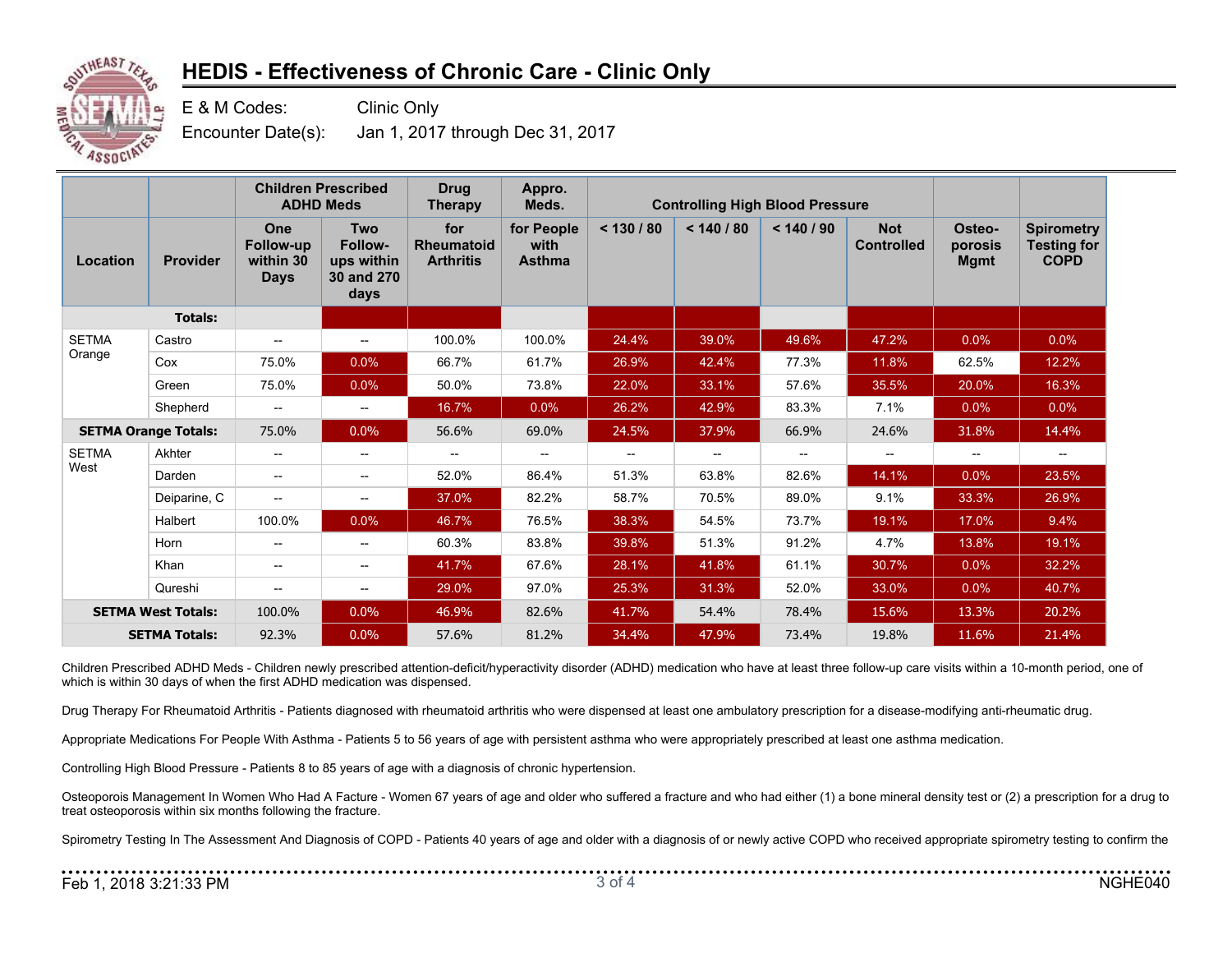# HEDIS - Effectiveness of Chronic Care - Clinic Only

E & M Codes: Clinic Only

Encounter Date(s): Jan 1, 2017 through Dec 31, 2017

| | | Children Prescribed ADHD Meds | | Drug Therapy | Appro. Meds. | Controlling High Blood Pressure | | | | | |
|---|---|---|---|---|---|---|---|---|---|---|---|
| Location | Provider | One Follow-up within 30 Days | Two Follow-ups within 30 and 270 days | for Rheumatoid Arthritis | for People with Asthma | < 130 / 80 | < 140 / 80 | < 140 / 90 | Not Controlled | Osteo-porosis Mgmt | Spirometry Testing for COPD |
| **Totals:** | | | | | | | | | | | |
| SETMA Orange | Castro | -- | -- | 100.0% | 100.0% | 24.4% | 39.0% | 49.6% | 47.2% | 0.0% | 0.0% |
| | Cox | 75.0% | 0.0% | 66.7% | 61.7% | 26.9% | 42.4% | 77.3% | 11.8% | 62.5% | 12.2% |
| | Green | 75.0% | 0.0% | 50.0% | 73.8% | 22.0% | 33.1% | 57.6% | 35.5% | 20.0% | 16.3% |
| | Shepherd | -- | -- | 16.7% | 0.0% | 26.2% | 42.9% | 83.3% | 7.1% | 0.0% | 0.0% |
| **SETMA Orange Totals:** | | 75.0% | 0.0% | 56.6% | 69.0% | 24.5% | 37.9% | 66.9% | 24.6% | 31.8% | 14.4% |
| SETMA West | Akhter | -- | -- | -- | -- | -- | -- | -- | -- | -- | -- |
| | Darden | -- | -- | 52.0% | 86.4% | 51.3% | 63.8% | 82.6% | 14.1% | 0.0% | 23.5% |
| | Deiparine, C | -- | -- | 37.0% | 82.2% | 58.7% | 70.5% | 89.0% | 9.1% | 33.3% | 26.9% |
| | Halbert | 100.0% | 0.0% | 46.7% | 76.5% | 38.3% | 54.5% | 73.7% | 19.1% | 17.0% | 9.4% |
| | Horn | -- | -- | 60.3% | 83.8% | 39.8% | 51.3% | 91.2% | 4.7% | 13.8% | 19.1% |
| | Khan | -- | -- | 41.7% | 67.6% | 28.1% | 41.8% | 61.1% | 30.7% | 0.0% | 32.2% |
| | Qureshi | -- | -- | 29.0% | 97.0% | 25.3% | 31.3% | 52.0% | 33.0% | 0.0% | 40.7% |
| **SETMA West Totals:** | | 100.0% | 0.0% | 46.9% | 82.6% | 41.7% | 54.4% | 78.4% | 15.6% | 13.3% | 20.2% |
| **SETMA Totals:** | | 92.3% | 0.0% | 57.6% | 81.2% | 34.4% | 47.9% | 73.4% | 19.8% | 11.6% | 21.4% |

Children Prescribed ADHD Meds - Children newly prescribed attention-deficit/hyperactivity disorder (ADHD) medication who have at least three follow-up care visits within a 10-month period, one of which is within 30 days of when the first ADHD medication was dispensed.

Drug Therapy For Rheumatoid Arthritis - Patients diagnosed with rheumatoid arthritis who were dispensed at least one ambulatory prescription for a disease-modifying anti-rheumatic drug.

Appropriate Medications For People With Asthma - Patients 5 to 56 years of age with persistent asthma who were appropriately prescribed at least one asthma medication.

Controlling High Blood Pressure - Patients 8 to 85 years of age with a diagnosis of chronic hypertension.

Osteoporosis Management In Women Who Had A Facture - Women 67 years of age and older who suffered a fracture and who had either (1) a bone mineral density test or (2) a prescription for a drug to treat osteoporosis within six months following the fracture.

Spirometry Testing In The Assessment And Diagnosis of COPD - Patients 40 years of age and older with a diagnosis of or newly active COPD who received appropriate spirometry testing to confirm the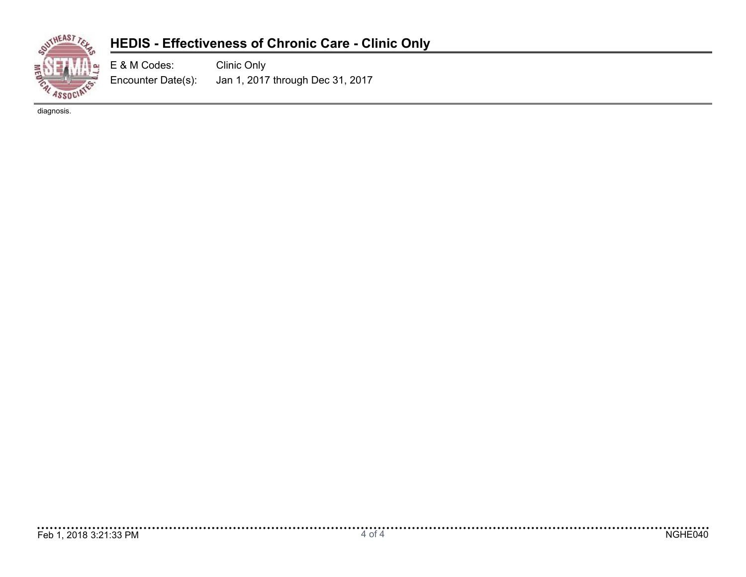diagnosis.